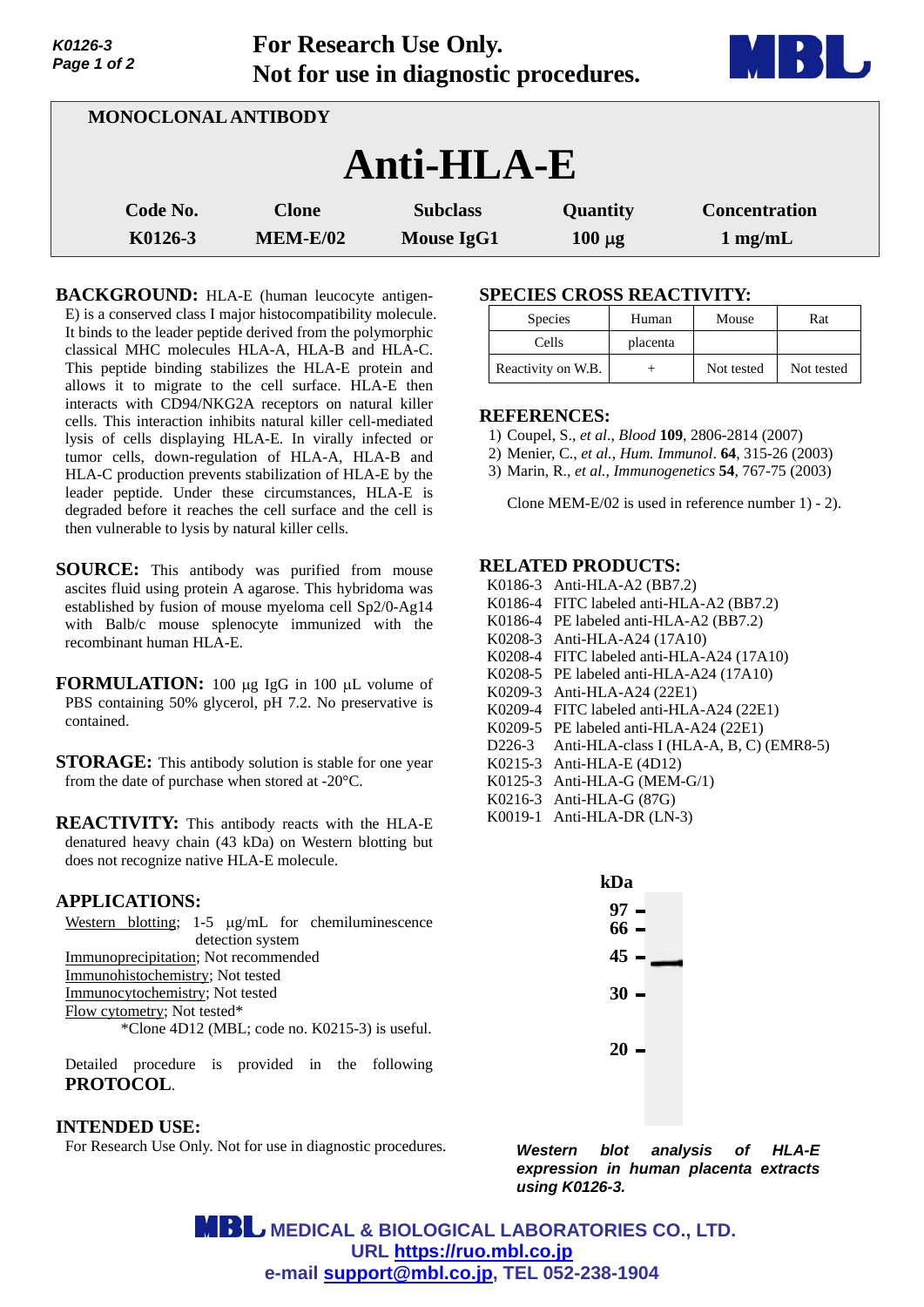For Research Use Only.
Not for use in diagnostic procedures.

MONOCLONAL ANTIBODY

# Anti-HLA-E

| Code No. | Clone | Subclass | Quantity | Concentration |
|---|---|---|---|---|
| K0126-3 | MEM-E/02 | Mouse IgG1 | 100 µg | 1 mg/mL |

**BACKGROUND:** HLA-E (human leucocyte antigen-E) is a conserved class I major histocompatibility molecule. It binds to the leader peptide derived from the polymorphic classical MHC molecules HLA-A, HLA-B and HLA-C. This peptide binding stabilizes the HLA-E protein and allows it to migrate to the cell surface. HLA-E then interacts with CD94/NKG2A receptors on natural killer cells. This interaction inhibits natural killer cell-mediated lysis of cells displaying HLA-E. In virally infected or tumor cells, down-regulation of HLA-A, HLA-B and HLA-C production prevents stabilization of HLA-E by the leader peptide. Under these circumstances, HLA-E is degraded before it reaches the cell surface and the cell is then vulnerable to lysis by natural killer cells.

**SOURCE:** This antibody was purified from mouse ascites fluid using protein A agarose. This hybridoma was established by fusion of mouse myeloma cell Sp2/0-Ag14 with Balb/c mouse splenocyte immunized with the recombinant human HLA-E.

**FORMULATION:** 100 µg IgG in 100 µL volume of PBS containing 50% glycerol, pH 7.2. No preservative is contained.

**STORAGE:** This antibody solution is stable for one year from the date of purchase when stored at -20°C.

**REACTIVITY:** This antibody reacts with the HLA-E denatured heavy chain (43 kDa) on Western blotting but does not recognize native HLA-E molecule.

**APPLICATIONS:**

Western blotting; 1-5 µg/mL for chemiluminescence detection system
Immunoprecipitation; Not recommended
Immunohistochemistry; Not tested
Immunocytochemistry; Not tested
Flow cytometry; Not tested*
*Clone 4D12 (MBL; code no. K0215-3) is useful.

Detailed procedure is provided in the following **PROTOCOL**.

**INTENDED USE:**
For Research Use Only. Not for use in diagnostic procedures.

**SPECIES CROSS REACTIVITY:**

| Species | Human | Mouse | Rat |
|---|---|---|---|
| Cells | placenta | | |
| Reactivity on W.B. | + | Not tested | Not tested |

**REFERENCES:**

1) Coupel, S., *et al., Blood* **109**, 2806-2814 (2007)
2) Menier, C., *et al., Hum. Immunol*. **64**, 315-26 (2003)
3) Marin, R., *et al., Immunogenetics* **54**, 767-75 (2003)

Clone MEM-E/02 is used in reference number 1) - 2).

**RELATED PRODUCTS:**

K0186-3 Anti-HLA-A2 (BB7.2)
K0186-4 FITC labeled anti-HLA-A2 (BB7.2)
K0186-4 PE labeled anti-HLA-A2 (BB7.2)
K0208-3 Anti-HLA-A24 (17A10)
K0208-4 FITC labeled anti-HLA-A24 (17A10)
K0208-5 PE labeled anti-HLA-A24 (17A10)
K0209-3 Anti-HLA-A24 (22E1)
K0209-4 FITC labeled anti-HLA-A24 (22E1)
K0209-5 PE labeled anti-HLA-A24 (22E1)
D226-3 Anti-HLA-class I (HLA-A, B, C) (EMR8-5)
K0215-3 Anti-HLA-E (4D12)
K0125-3 Anti-HLA-G (MEM-G/1)
K0216-3 Anti-HLA-G (87G)
K0019-1 Anti-HLA-DR (LN-3)

kDa: 97, 66, 45, 30, 20

***Western blot analysis of HLA-E expression in human placenta extracts using K0126-3.***

MEDICAL & BIOLOGICAL LABORATORIES CO., LTD.
URL https://ruo.mbl.co.jp
e-mail support@mbl.co.jp, TEL 052-238-1904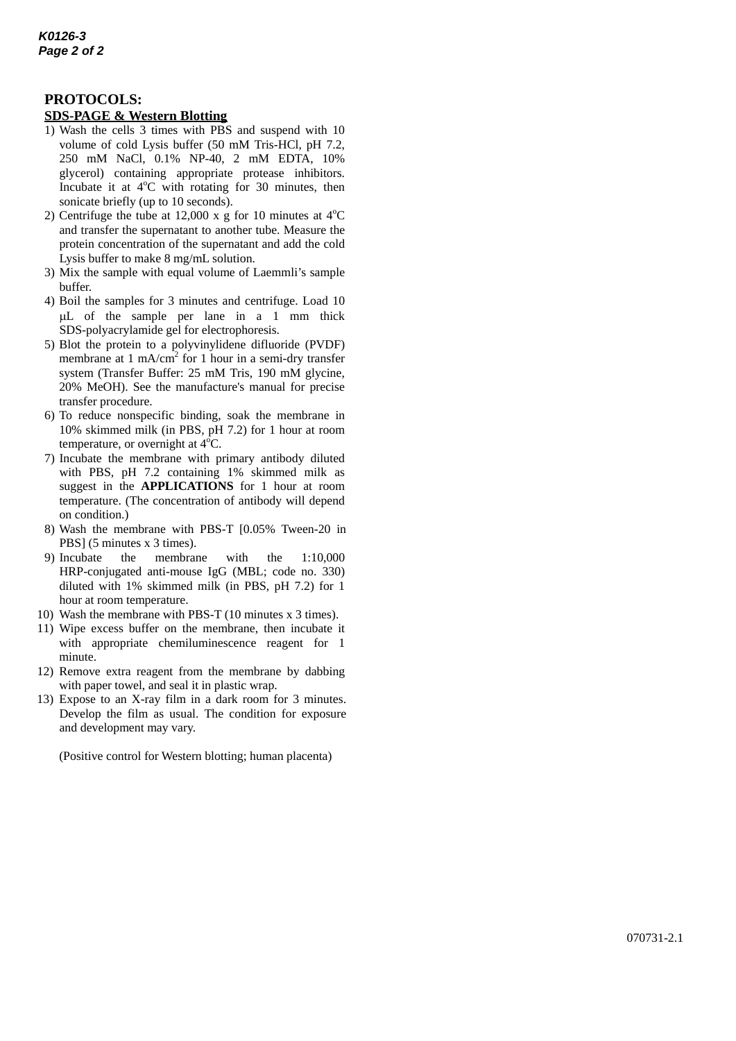## PROTOCOLS:

### SDS-PAGE & Western Blotting

1) Wash the cells 3 times with PBS and suspend with 10 volume of cold Lysis buffer (50 mM Tris-HCl, pH 7.2, 250 mM NaCl, 0.1% NP-40, 2 mM EDTA, 10% glycerol) containing appropriate protease inhibitors. Incubate it at 4°C with rotating for 30 minutes, then sonicate briefly (up to 10 seconds).
2) Centrifuge the tube at 12,000 x g for 10 minutes at 4°C and transfer the supernatant to another tube. Measure the protein concentration of the supernatant and add the cold Lysis buffer to make 8 mg/mL solution.
3) Mix the sample with equal volume of Laemmli's sample buffer.
4) Boil the samples for 3 minutes and centrifuge. Load 10 μL of the sample per lane in a 1 mm thick SDS-polyacrylamide gel for electrophoresis.
5) Blot the protein to a polyvinylidene difluoride (PVDF) membrane at 1 mA/cm$^2$ for 1 hour in a semi-dry transfer system (Transfer Buffer: 25 mM Tris, 190 mM glycine, 20% MeOH). See the manufacture's manual for precise transfer procedure.
6) To reduce nonspecific binding, soak the membrane in 10% skimmed milk (in PBS, pH 7.2) for 1 hour at room temperature, or overnight at 4°C.
7) Incubate the membrane with primary antibody diluted with PBS, pH 7.2 containing 1% skimmed milk as suggest in the **APPLICATIONS** for 1 hour at room temperature. (The concentration of antibody will depend on condition.)
8) Wash the membrane with PBS-T [0.05% Tween-20 in PBS] (5 minutes x 3 times).
9) Incubate the membrane with the 1:10,000 HRP-conjugated anti-mouse IgG (MBL; code no. 330) diluted with 1% skimmed milk (in PBS, pH 7.2) for 1 hour at room temperature.
10) Wash the membrane with PBS-T (10 minutes x 3 times).
11) Wipe excess buffer on the membrane, then incubate it with appropriate chemiluminescence reagent for 1 minute.
12) Remove extra reagent from the membrane by dabbing with paper towel, and seal it in plastic wrap.
13) Expose to an X-ray film in a dark room for 3 minutes. Develop the film as usual. The condition for exposure and development may vary.

(Positive control for Western blotting; human placenta)

070731-2.1